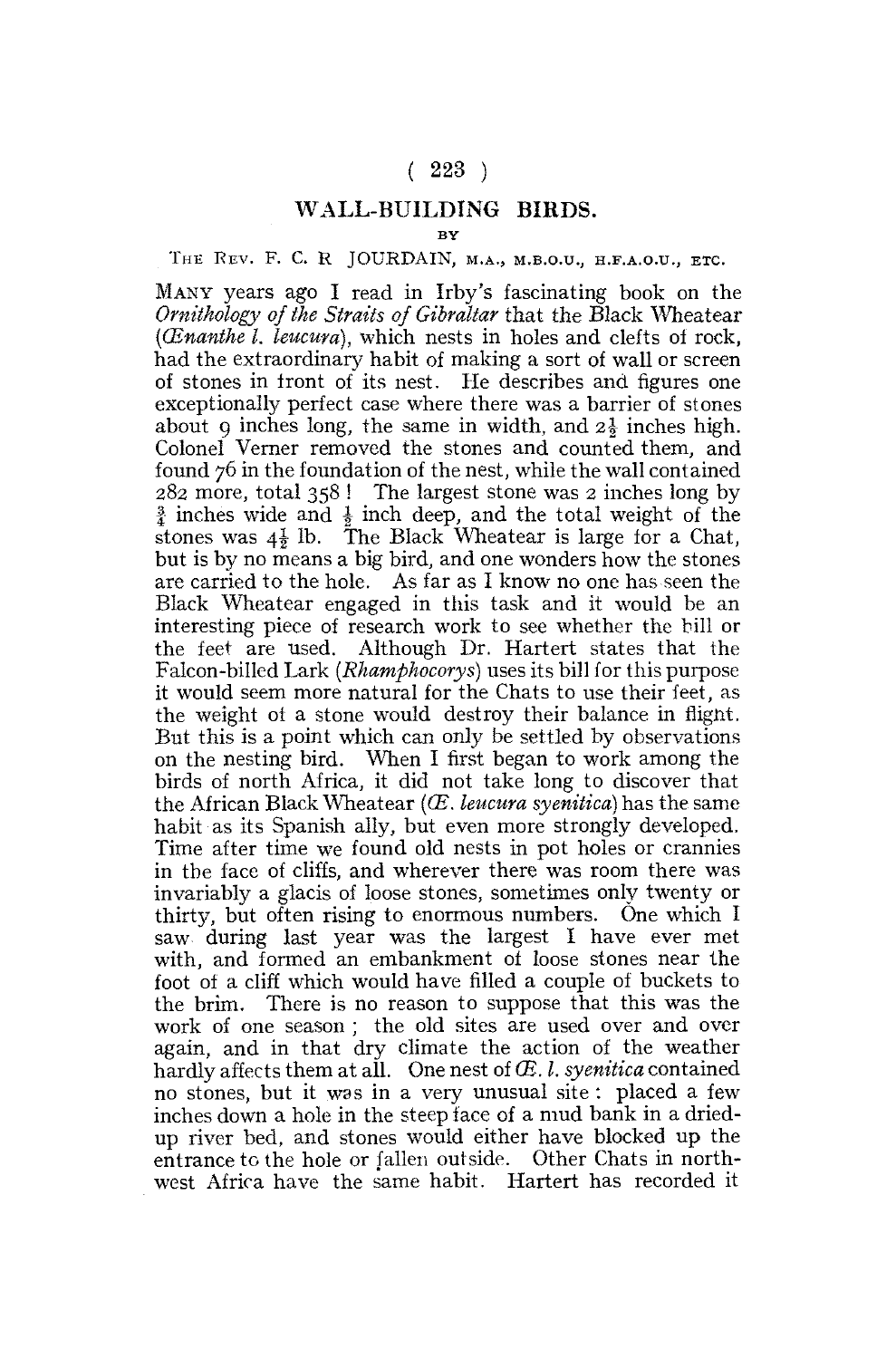# WALL-BUILDING BIRDS.

BY

THE REV. F. C. R JOURDAIN, M.A., M.B.O.U., H.F.A.O.U., ETC.

MANY years ago I read in Irby's fascinating book on the *Ornithology of the Straits of Gibraltar* that the Black Wheatear (*Œnanthe l. leucura*), which nests in holes and clefts of rock, had the extraordinary habit of making a sort of wall or screen of stones in front of its nest. He describes and figures one exceptionally perfect case where there was a barrier of stones about 9 inches long, the same in width, and $2\frac{1}{2}$ inches high. Colonel Verner removed the stones and counted them, and found 76 in the foundation of the nest, while the wall contained 282 more, total 358 ! The largest stone was 2 inches long by $\frac{3}{4}$ inches wide and $\frac{1}{2}$ inch deep, and the total weight of the stones was $4\frac{1}{2}$ lb. The Black Wheatear is large for a Chat, but is by no means a big bird, and one wonders how the stones are carried to the hole. As far as I know no one has seen the Black Wheatear engaged in this task and it would be an interesting piece of research work to see whether the bill or the feet are used. Although Dr. Hartert states that the Falcon-billed Lark (*Rhamphocorys*) uses its bill for this purpose it would seem more natural for the Chats to use their feet, as the weight of a stone would destroy their balance in flight. But this is a point which can only be settled by observations on the nesting bird. When I first began to work among the birds of north Africa, it did not take long to discover that the African Black Wheatear (*Œ. leucura syenitica*) has the same habit as its Spanish ally, but even more strongly developed. Time after time we found old nests in pot holes or crannies in the face of cliffs, and wherever there was room there was invariably a glacis of loose stones, sometimes only twenty or thirty, but often rising to enormous numbers. One which I saw during last year was the largest I have ever met with, and formed an embankment of loose stones near the foot of a cliff which would have filled a couple of buckets to the brim. There is no reason to suppose that this was the work of one season ; the old sites are used over and over again, and in that dry climate the action of the weather hardly affects them at all. One nest of *Œ. l. syenitica* contained no stones, but it was in a very unusual site : placed a few inches down a hole in the steep face of a mud bank in a dried-up river bed, and stones would either have blocked up the entrance to the hole or fallen outside. Other Chats in north-west Africa have the same habit. Hartert has recorded it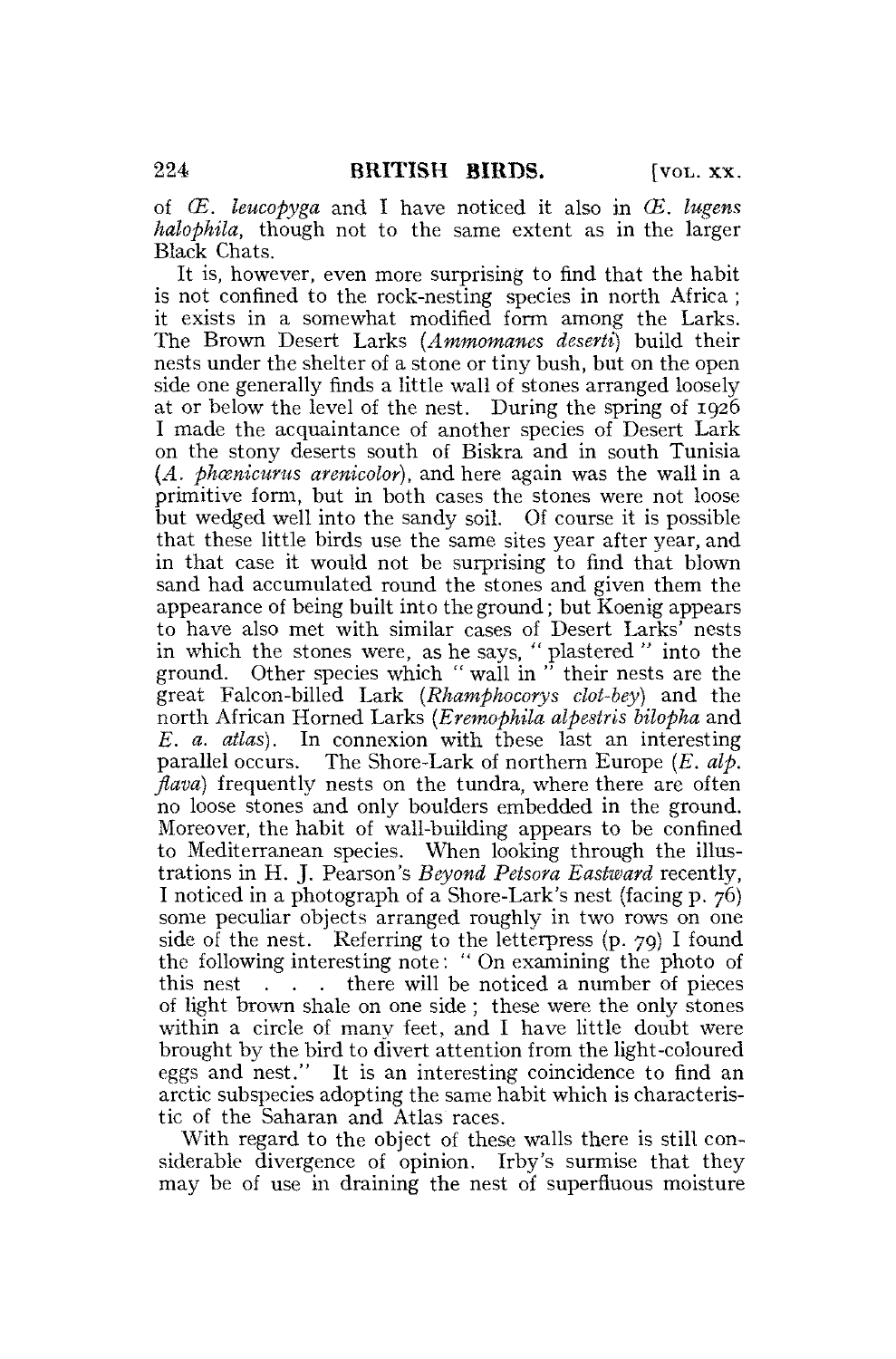of *Œ. leucopyga* and I have noticed it also in *Œ. lugens halophila*, though not to the same extent as in the larger Black Chats.

It is, however, even more surprising to find that the habit is not confined to the rock-nesting species in north Africa; it exists in a somewhat modified form among the Larks. The Brown Desert Larks (*Ammomanes deserti*) build their nests under the shelter of a stone or tiny bush, but on the open side one generally finds a little wall of stones arranged loosely at or below the level of the nest. During the spring of 1926 I made the acquaintance of another species of Desert Lark on the stony deserts south of Biskra and in south Tunisia (*A. phœnicurus arenicolor*), and here again was the wall in a primitive form, but in both cases the stones were not loose but wedged well into the sandy soil. Of course it is possible that these little birds use the same sites year after year, and in that case it would not be surprising to find that blown sand had accumulated round the stones and given them the appearance of being built into the ground; but Koenig appears to have also met with similar cases of Desert Larks' nests in which the stones were, as he says, "plastered" into the ground. Other species which "wall in" their nests are the great Falcon-billed Lark (*Rhamphocorys clot-bey*) and the north African Horned Larks (*Eremophila alpestris bilopha* and *E. a. atlas*). In connexion with these last an interesting parallel occurs. The Shore-Lark of northern Europe (*E. alp. flava*) frequently nests on the tundra, where there are often no loose stones and only boulders embedded in the ground. Moreover, the habit of wall-building appears to be confined to Mediterranean species. When looking through the illustrations in H. J. Pearson's *Beyond Petsora Eastward* recently, I noticed in a photograph of a Shore-Lark's nest (facing p. 76) some peculiar objects arranged roughly in two rows on one side of the nest. Referring to the letterpress (p. 79) I found the following interesting note: "On examining the photo of this nest . . . there will be noticed a number of pieces of light brown shale on one side; these were the only stones within a circle of many feet, and I have little doubt were brought by the bird to divert attention from the light-coloured eggs and nest." It is an interesting coincidence to find an arctic subspecies adopting the same habit which is characteristic of the Saharan and Atlas races.

With regard to the object of these walls there is still considerable divergence of opinion. Irby's surmise that they may be of use in draining the nest of superfluous moisture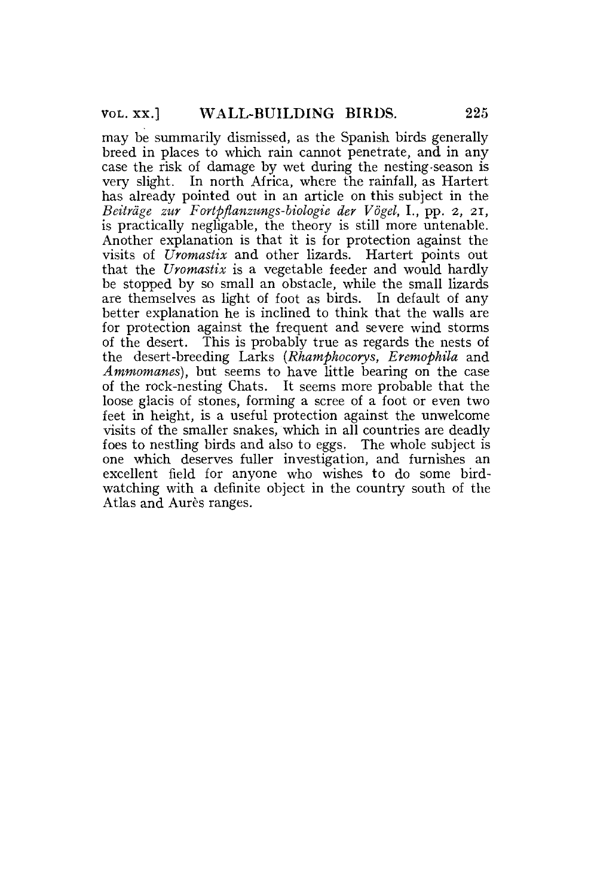may be summarily dismissed, as the Spanish birds generally breed in places to which rain cannot penetrate, and in any case the risk of damage by wet during the nesting-season is very slight. In north Africa, where the rainfall, as Hartert has already pointed out in an article on this subject in the *Beiträge zur Fortpflanzungs-biologie der Vögel*, I., pp. 2, 21, is practically negligable, the theory is still more untenable. Another explanation is that it is for protection against the visits of *Uromastix* and other lizards. Hartert points out that the *Uromastix* is a vegetable feeder and would hardly be stopped by so small an obstacle, while the small lizards are themselves as light of foot as birds. In default of any better explanation he is inclined to think that the walls are for protection against the frequent and severe wind storms of the desert. This is probably true as regards the nests of the desert-breeding Larks (*Rhamphocorys, Eremophila* and *Ammomanes*), but seems to have little bearing on the case of the rock-nesting Chats. It seems more probable that the loose glacis of stones, forming a scree of a foot or even two feet in height, is a useful protection against the unwelcome visits of the smaller snakes, which in all countries are deadly foes to nestling birds and also to eggs. The whole subject is one which deserves fuller investigation, and furnishes an excellent field for anyone who wishes to do some bird-watching with a definite object in the country south of the Atlas and Aurès ranges.